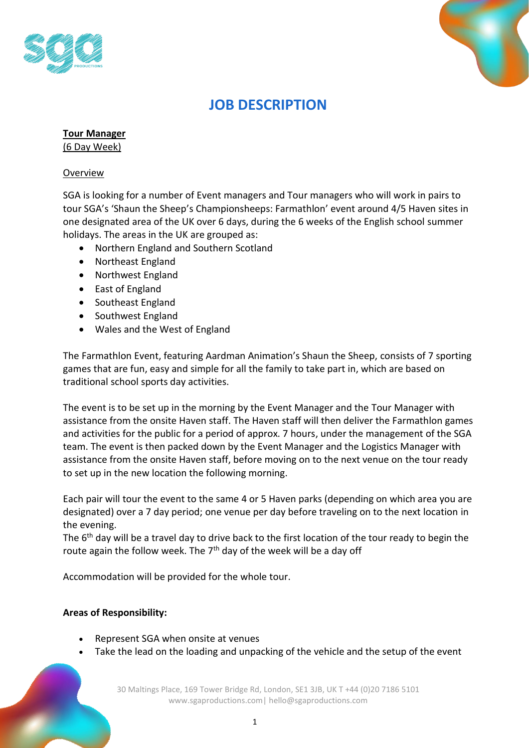# JOB DESCRIPTION

**Tour Manager**
(6 Day Week)

Overview

SGA is looking for a number of Event managers and Tour managers who will work in pairs to tour SGA's 'Shaun the Sheep's Championsheeps: Farmathlon' event around 4/5 Haven sites in one designated area of the UK over 6 days, during the 6 weeks of the English school summer holidays. The areas in the UK are grouped as:

- Northern England and Southern Scotland
- Northeast England
- Northwest England
- East of England
- Southeast England
- Southwest England
- Wales and the West of England

The Farmathlon Event, featuring Aardman Animation's Shaun the Sheep, consists of 7 sporting games that are fun, easy and simple for all the family to take part in, which are based on traditional school sports day activities.

The event is to be set up in the morning by the Event Manager and the Tour Manager with assistance from the onsite Haven staff. The Haven staff will then deliver the Farmathlon games and activities for the public for a period of approx. 7 hours, under the management of the SGA team. The event is then packed down by the Event Manager and the Logistics Manager with assistance from the onsite Haven staff, before moving on to the next venue on the tour ready to set up in the new location the following morning.

Each pair will tour the event to the same 4 or 5 Haven parks (depending on which area you are designated) over a 7 day period; one venue per day before traveling on to the next location in the evening.
The 6th day will be a travel day to drive back to the first location of the tour ready to begin the route again the follow week. The 7th day of the week will be a day off

Accommodation will be provided for the whole tour.

**Areas of Responsibility:**

- Represent SGA when onsite at venues
- Take the lead on the loading and unpacking of the vehicle and the setup of the event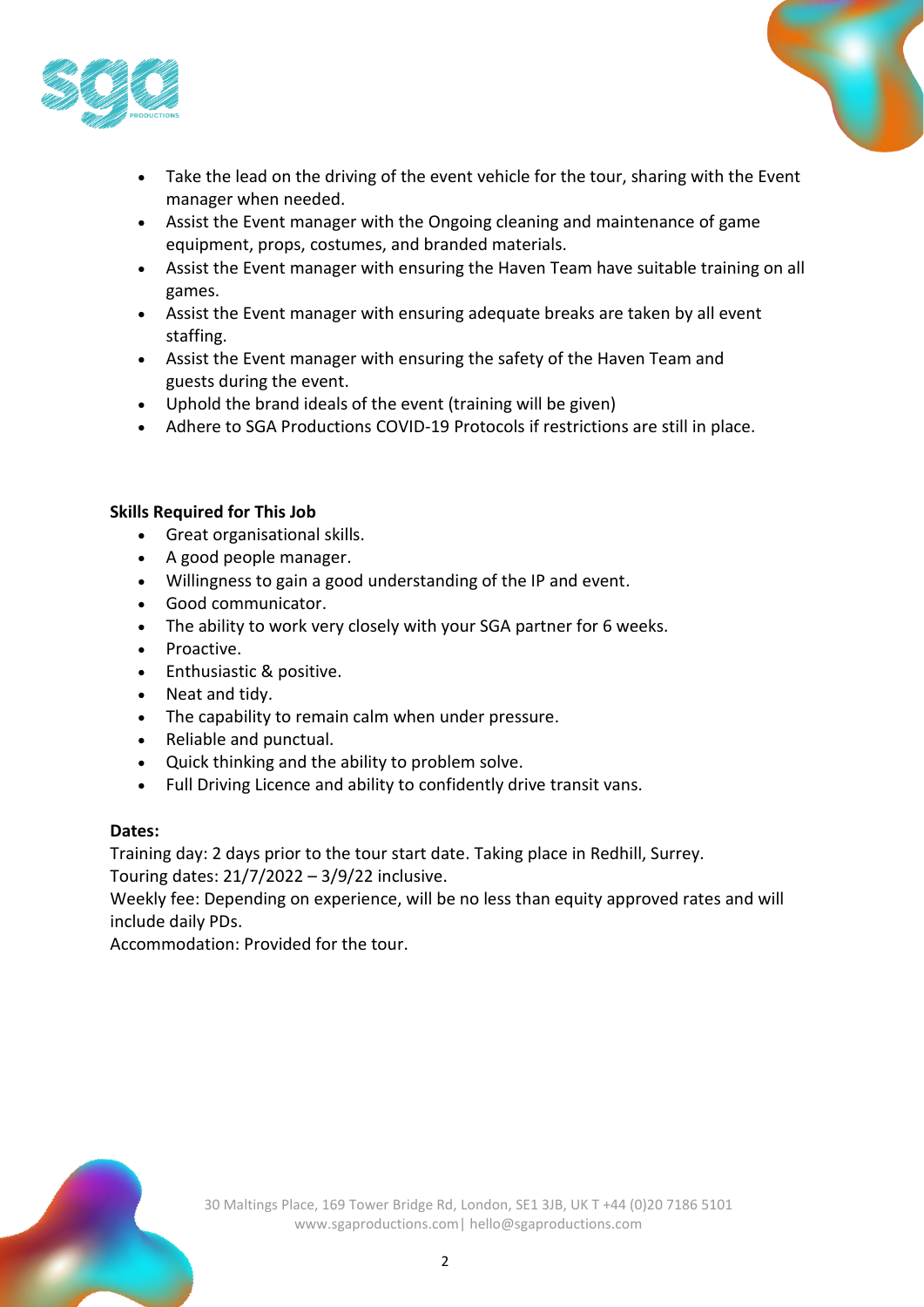- Take the lead on the driving of the event vehicle for the tour, sharing with the Event manager when needed.
- Assist the Event manager with the Ongoing cleaning and maintenance of game equipment, props, costumes, and branded materials.
- Assist the Event manager with ensuring the Haven Team have suitable training on all games.
- Assist the Event manager with ensuring adequate breaks are taken by all event staffing.
- Assist the Event manager with ensuring the safety of the Haven Team and guests during the event.
- Uphold the brand ideals of the event (training will be given)
- Adhere to SGA Productions COVID-19 Protocols if restrictions are still in place.

**Skills Required for This Job**

- Great organisational skills.
- A good people manager.
- Willingness to gain a good understanding of the IP and event.
- Good communicator.
- The ability to work very closely with your SGA partner for 6 weeks.
- Proactive.
- Enthusiastic & positive.
- Neat and tidy.
- The capability to remain calm when under pressure.
- Reliable and punctual.
- Quick thinking and the ability to problem solve.
- Full Driving Licence and ability to confidently drive transit vans.

**Dates:**

Training day: 2 days prior to the tour start date. Taking place in Redhill, Surrey.
Touring dates: 21/7/2022 – 3/9/22 inclusive.
Weekly fee: Depending on experience, will be no less than equity approved rates and will include daily PDs.
Accommodation: Provided for the tour.